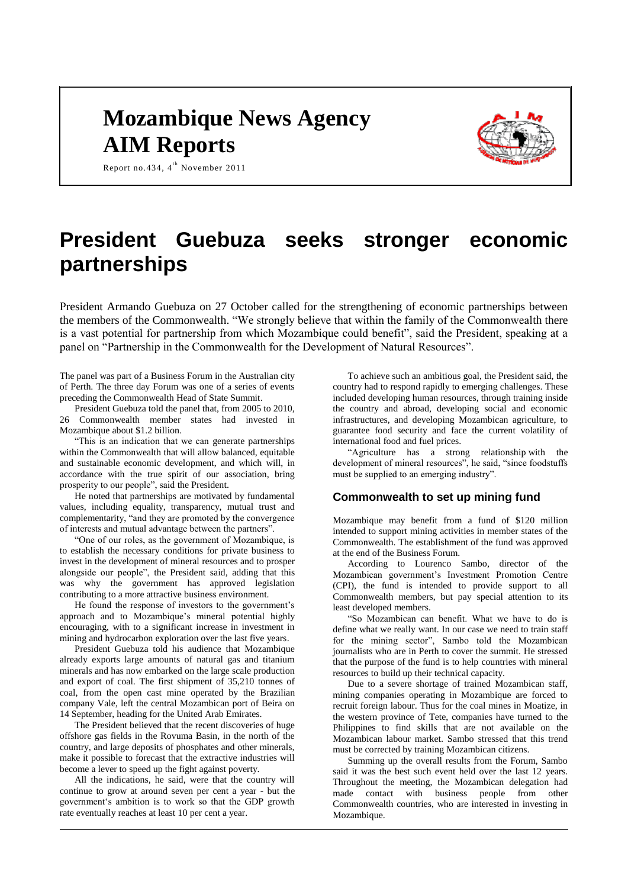# Mozambique News Agency
# AIM Reports

Report no.434, 4th November 2011

# President Guebuza seeks stronger economic partnerships

President Armando Guebuza on 27 October called for the strengthening of economic partnerships between the members of the Commonwealth. "We strongly believe that within the family of the Commonwealth there is a vast potential for partnership from which Mozambique could benefit", said the President, speaking at a panel on "Partnership in the Commonwealth for the Development of Natural Resources".

The panel was part of a Business Forum in the Australian city of Perth. The three day Forum was one of a series of events preceding the Commonwealth Head of State Summit.

President Guebuza told the panel that, from 2005 to 2010, 26 Commonwealth member states had invested in Mozambique about $1.2 billion.

"This is an indication that we can generate partnerships within the Commonwealth that will allow balanced, equitable and sustainable economic development, and which will, in accordance with the true spirit of our association, bring prosperity to our people", said the President.

He noted that partnerships are motivated by fundamental values, including equality, transparency, mutual trust and complementarity, "and they are promoted by the convergence of interests and mutual advantage between the partners".

"One of our roles, as the government of Mozambique, is to establish the necessary conditions for private business to invest in the development of mineral resources and to prosper alongside our people", the President said, adding that this was why the government has approved legislation contributing to a more attractive business environment.

He found the response of investors to the government's approach and to Mozambique's mineral potential highly encouraging, with to a significant increase in investment in mining and hydrocarbon exploration over the last five years.

President Guebuza told his audience that Mozambique already exports large amounts of natural gas and titanium minerals and has now embarked on the large scale production and export of coal. The first shipment of 35,210 tonnes of coal, from the open cast mine operated by the Brazilian company Vale, left the central Mozambican port of Beira on 14 September, heading for the United Arab Emirates.

The President believed that the recent discoveries of huge offshore gas fields in the Rovuma Basin, in the north of the country, and large deposits of phosphates and other minerals, make it possible to forecast that the extractive industries will become a lever to speed up the fight against poverty.

All the indications, he said, were that the country will continue to grow at around seven per cent a year - but the government's ambition is to work so that the GDP growth rate eventually reaches at least 10 per cent a year.

To achieve such an ambitious goal, the President said, the country had to respond rapidly to emerging challenges. These included developing human resources, through training inside the country and abroad, developing social and economic infrastructures, and developing Mozambican agriculture, to guarantee food security and face the current volatility of international food and fuel prices.

"Agriculture has a strong relationship with the development of mineral resources", he said, "since foodstuffs must be supplied to an emerging industry".

## Commonwealth to set up mining fund

Mozambique may benefit from a fund of $120 million intended to support mining activities in member states of the Commonwealth. The establishment of the fund was approved at the end of the Business Forum.

According to Lourenco Sambo, director of the Mozambican government's Investment Promotion Centre (CPI), the fund is intended to provide support to all Commonwealth members, but pay special attention to its least developed members.

"So Mozambican can benefit. What we have to do is define what we really want. In our case we need to train staff for the mining sector", Sambo told the Mozambican journalists who are in Perth to cover the summit. He stressed that the purpose of the fund is to help countries with mineral resources to build up their technical capacity.

Due to a severe shortage of trained Mozambican staff, mining companies operating in Mozambique are forced to recruit foreign labour. Thus for the coal mines in Moatize, in the western province of Tete, companies have turned to the Philippines to find skills that are not available on the Mozambican labour market. Sambo stressed that this trend must be corrected by training Mozambican citizens.

Summing up the overall results from the Forum, Sambo said it was the best such event held over the last 12 years. Throughout the meeting, the Mozambican delegation had made contact with business people from other Commonwealth countries, who are interested in investing in Mozambique.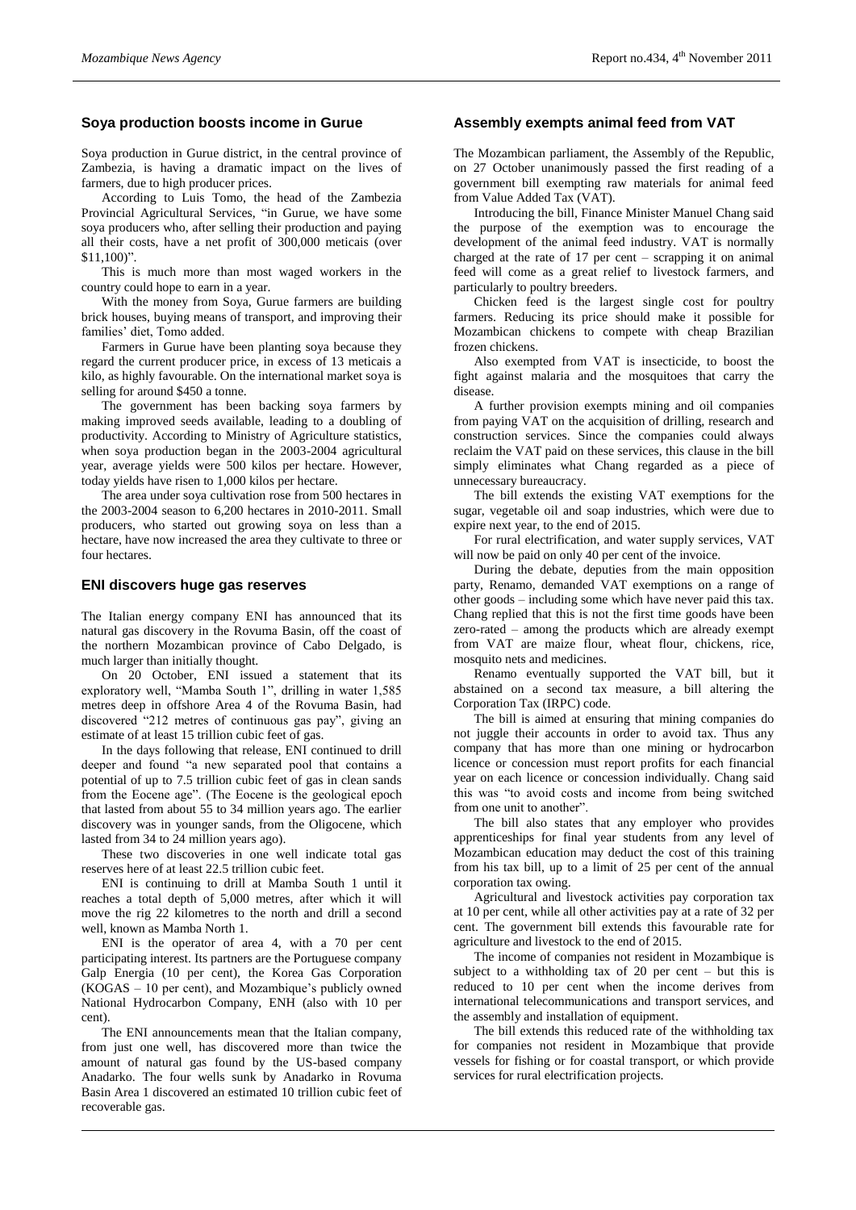## Soya production boosts income in Gurue

Soya production in Gurue district, in the central province of Zambezia, is having a dramatic impact on the lives of farmers, due to high producer prices.

According to Luis Tomo, the head of the Zambezia Provincial Agricultural Services, "in Gurue, we have some soya producers who, after selling their production and paying all their costs, have a net profit of 300,000 meticais (over $11,100)".

This is much more than most waged workers in the country could hope to earn in a year.

With the money from Soya, Gurue farmers are building brick houses, buying means of transport, and improving their families' diet, Tomo added.

Farmers in Gurue have been planting soya because they regard the current producer price, in excess of 13 meticais a kilo, as highly favourable. On the international market soya is selling for around $450 a tonne.

The government has been backing soya farmers by making improved seeds available, leading to a doubling of productivity. According to Ministry of Agriculture statistics, when soya production began in the 2003-2004 agricultural year, average yields were 500 kilos per hectare. However, today yields have risen to 1,000 kilos per hectare.

The area under soya cultivation rose from 500 hectares in the 2003-2004 season to 6,200 hectares in 2010-2011. Small producers, who started out growing soya on less than a hectare, have now increased the area they cultivate to three or four hectares.

## ENI discovers huge gas reserves

The Italian energy company ENI has announced that its natural gas discovery in the Rovuma Basin, off the coast of the northern Mozambican province of Cabo Delgado, is much larger than initially thought.

On 20 October, ENI issued a statement that its exploratory well, "Mamba South 1", drilling in water 1,585 metres deep in offshore Area 4 of the Rovuma Basin, had discovered "212 metres of continuous gas pay", giving an estimate of at least 15 trillion cubic feet of gas.

In the days following that release, ENI continued to drill deeper and found "a new separated pool that contains a potential of up to 7.5 trillion cubic feet of gas in clean sands from the Eocene age". (The Eocene is the geological epoch that lasted from about 55 to 34 million years ago. The earlier discovery was in younger sands, from the Oligocene, which lasted from 34 to 24 million years ago).

These two discoveries in one well indicate total gas reserves here of at least 22.5 trillion cubic feet.

ENI is continuing to drill at Mamba South 1 until it reaches a total depth of 5,000 metres, after which it will move the rig 22 kilometres to the north and drill a second well, known as Mamba North 1.

ENI is the operator of area 4, with a 70 per cent participating interest. Its partners are the Portuguese company Galp Energia (10 per cent), the Korea Gas Corporation (KOGAS – 10 per cent), and Mozambique's publicly owned National Hydrocarbon Company, ENH (also with 10 per cent).

The ENI announcements mean that the Italian company, from just one well, has discovered more than twice the amount of natural gas found by the US-based company Anadarko. The four wells sunk by Anadarko in Rovuma Basin Area 1 discovered an estimated 10 trillion cubic feet of recoverable gas.

## Assembly exempts animal feed from VAT

The Mozambican parliament, the Assembly of the Republic, on 27 October unanimously passed the first reading of a government bill exempting raw materials for animal feed from Value Added Tax (VAT).

Introducing the bill, Finance Minister Manuel Chang said the purpose of the exemption was to encourage the development of the animal feed industry. VAT is normally charged at the rate of 17 per cent – scrapping it on animal feed will come as a great relief to livestock farmers, and particularly to poultry breeders.

Chicken feed is the largest single cost for poultry farmers. Reducing its price should make it possible for Mozambican chickens to compete with cheap Brazilian frozen chickens.

Also exempted from VAT is insecticide, to boost the fight against malaria and the mosquitoes that carry the disease.

A further provision exempts mining and oil companies from paying VAT on the acquisition of drilling, research and construction services. Since the companies could always reclaim the VAT paid on these services, this clause in the bill simply eliminates what Chang regarded as a piece of unnecessary bureaucracy.

The bill extends the existing VAT exemptions for the sugar, vegetable oil and soap industries, which were due to expire next year, to the end of 2015.

For rural electrification, and water supply services, VAT will now be paid on only 40 per cent of the invoice.

During the debate, deputies from the main opposition party, Renamo, demanded VAT exemptions on a range of other goods – including some which have never paid this tax. Chang replied that this is not the first time goods have been zero-rated – among the products which are already exempt from VAT are maize flour, wheat flour, chickens, rice, mosquito nets and medicines.

Renamo eventually supported the VAT bill, but it abstained on a second tax measure, a bill altering the Corporation Tax (IRPC) code.

The bill is aimed at ensuring that mining companies do not juggle their accounts in order to avoid tax. Thus any company that has more than one mining or hydrocarbon licence or concession must report profits for each financial year on each licence or concession individually. Chang said this was "to avoid costs and income from being switched from one unit to another".

The bill also states that any employer who provides apprenticeships for final year students from any level of Mozambican education may deduct the cost of this training from his tax bill, up to a limit of 25 per cent of the annual corporation tax owing.

Agricultural and livestock activities pay corporation tax at 10 per cent, while all other activities pay at a rate of 32 per cent. The government bill extends this favourable rate for agriculture and livestock to the end of 2015.

The income of companies not resident in Mozambique is subject to a withholding tax of 20 per cent – but this is reduced to 10 per cent when the income derives from international telecommunications and transport services, and the assembly and installation of equipment.

The bill extends this reduced rate of the withholding tax for companies not resident in Mozambique that provide vessels for fishing or for coastal transport, or which provide services for rural electrification projects.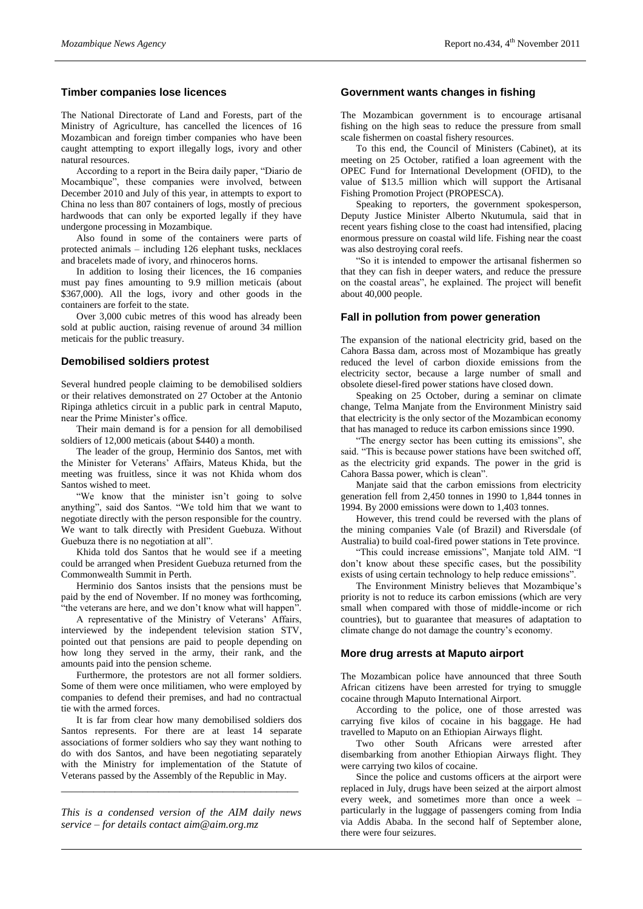## Timber companies lose licences

The National Directorate of Land and Forests, part of the Ministry of Agriculture, has cancelled the licences of 16 Mozambican and foreign timber companies who have been caught attempting to export illegally logs, ivory and other natural resources.

According to a report in the Beira daily paper, "Diario de Mocambique", these companies were involved, between December 2010 and July of this year, in attempts to export to China no less than 807 containers of logs, mostly of precious hardwoods that can only be exported legally if they have undergone processing in Mozambique.

Also found in some of the containers were parts of protected animals – including 126 elephant tusks, necklaces and bracelets made of ivory, and rhinoceros horns.

In addition to losing their licences, the 16 companies must pay fines amounting to 9.9 million meticais (about $367,000). All the logs, ivory and other goods in the containers are forfeit to the state.

Over 3,000 cubic metres of this wood has already been sold at public auction, raising revenue of around 34 million meticais for the public treasury.

## Demobilised soldiers protest

Several hundred people claiming to be demobilised soldiers or their relatives demonstrated on 27 October at the Antonio Ripinga athletics circuit in a public park in central Maputo, near the Prime Minister's office.

Their main demand is for a pension for all demobilised soldiers of 12,000 meticais (about $440) a month.

The leader of the group, Herminio dos Santos, met with the Minister for Veterans' Affairs, Mateus Khida, but the meeting was fruitless, since it was not Khida whom dos Santos wished to meet.

"We know that the minister isn't going to solve anything", said dos Santos. "We told him that we want to negotiate directly with the person responsible for the country. We want to talk directly with President Guebuza. Without Guebuza there is no negotiation at all".

Khida told dos Santos that he would see if a meeting could be arranged when President Guebuza returned from the Commonwealth Summit in Perth.

Herminio dos Santos insists that the pensions must be paid by the end of November. If no money was forthcoming, "the veterans are here, and we don't know what will happen".

A representative of the Ministry of Veterans' Affairs, interviewed by the independent television station STV, pointed out that pensions are paid to people depending on how long they served in the army, their rank, and the amounts paid into the pension scheme.

Furthermore, the protestors are not all former soldiers. Some of them were once militiamen, who were employed by companies to defend their premises, and had no contractual tie with the armed forces.

It is far from clear how many demobilised soldiers dos Santos represents. For there are at least 14 separate associations of former soldiers who say they want nothing to do with dos Santos, and have been negotiating separately with the Ministry for implementation of the Statute of Veterans passed by the Assembly of the Republic in May.

*This is a condensed version of the AIM daily news service – for details contact aim@aim.org.mz*

## Government wants changes in fishing

The Mozambican government is to encourage artisanal fishing on the high seas to reduce the pressure from small scale fishermen on coastal fishery resources.

To this end, the Council of Ministers (Cabinet), at its meeting on 25 October, ratified a loan agreement with the OPEC Fund for International Development (OFID), to the value of $13.5 million which will support the Artisanal Fishing Promotion Project (PROPESCA).

Speaking to reporters, the government spokesperson, Deputy Justice Minister Alberto Nkutumula, said that in recent years fishing close to the coast had intensified, placing enormous pressure on coastal wild life. Fishing near the coast was also destroying coral reefs.

"So it is intended to empower the artisanal fishermen so that they can fish in deeper waters, and reduce the pressure on the coastal areas", he explained. The project will benefit about 40,000 people.

## Fall in pollution from power generation

The expansion of the national electricity grid, based on the Cahora Bassa dam, across most of Mozambique has greatly reduced the level of carbon dioxide emissions from the electricity sector, because a large number of small and obsolete diesel-fired power stations have closed down.

Speaking on 25 October, during a seminar on climate change, Telma Manjate from the Environment Ministry said that electricity is the only sector of the Mozambican economy that has managed to reduce its carbon emissions since 1990.

"The energy sector has been cutting its emissions", she said. "This is because power stations have been switched off, as the electricity grid expands. The power in the grid is Cahora Bassa power, which is clean".

Manjate said that the carbon emissions from electricity generation fell from 2,450 tonnes in 1990 to 1,844 tonnes in 1994. By 2000 emissions were down to 1,403 tonnes.

However, this trend could be reversed with the plans of the mining companies Vale (of Brazil) and Riversdale (of Australia) to build coal-fired power stations in Tete province.

"This could increase emissions", Manjate told AIM. "I don't know about these specific cases, but the possibility exists of using certain technology to help reduce emissions".

The Environment Ministry believes that Mozambique's priority is not to reduce its carbon emissions (which are very small when compared with those of middle-income or rich countries), but to guarantee that measures of adaptation to climate change do not damage the country's economy.

## More drug arrests at Maputo airport

The Mozambican police have announced that three South African citizens have been arrested for trying to smuggle cocaine through Maputo International Airport.

According to the police, one of those arrested was carrying five kilos of cocaine in his baggage. He had travelled to Maputo on an Ethiopian Airways flight.

Two other South Africans were arrested after disembarking from another Ethiopian Airways flight. They were carrying two kilos of cocaine.

Since the police and customs officers at the airport were replaced in July, drugs have been seized at the airport almost every week, and sometimes more than once a week – particularly in the luggage of passengers coming from India via Addis Ababa. In the second half of September alone, there were four seizures.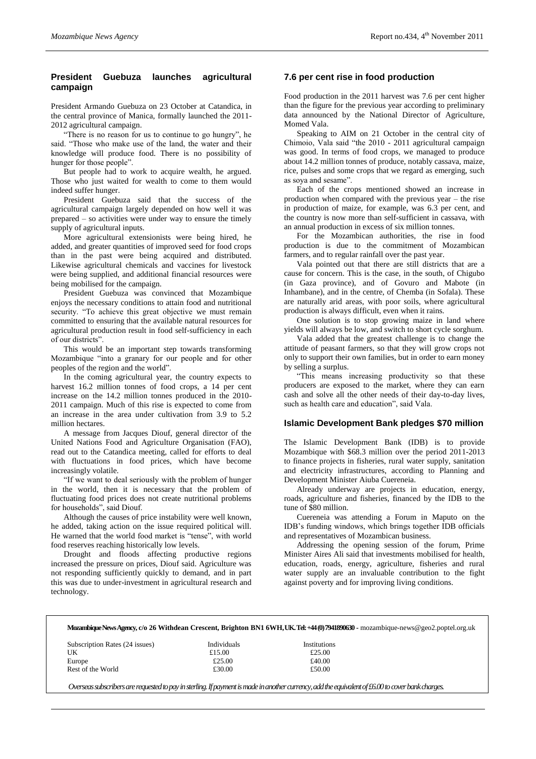## President Guebuza launches agricultural campaign

President Armando Guebuza on 23 October at Catandica, in the central province of Manica, formally launched the 2011-2012 agricultural campaign.

"There is no reason for us to continue to go hungry", he said. "Those who make use of the land, the water and their knowledge will produce food. There is no possibility of hunger for those people".

But people had to work to acquire wealth, he argued. Those who just waited for wealth to come to them would indeed suffer hunger.

President Guebuza said that the success of the agricultural campaign largely depended on how well it was prepared – so activities were under way to ensure the timely supply of agricultural inputs.

More agricultural extensionists were being hired, he added, and greater quantities of improved seed for food crops than in the past were being acquired and distributed. Likewise agricultural chemicals and vaccines for livestock were being supplied, and additional financial resources were being mobilised for the campaign.

President Guebuza was convinced that Mozambique enjoys the necessary conditions to attain food and nutritional security. "To achieve this great objective we must remain committed to ensuring that the available natural resources for agricultural production result in food self-sufficiency in each of our districts".

This would be an important step towards transforming Mozambique "into a granary for our people and for other peoples of the region and the world".

In the coming agricultural year, the country expects to harvest 16.2 million tonnes of food crops, a 14 per cent increase on the 14.2 million tonnes produced in the 2010-2011 campaign. Much of this rise is expected to come from an increase in the area under cultivation from 3.9 to 5.2 million hectares.

A message from Jacques Diouf, general director of the United Nations Food and Agriculture Organisation (FAO), read out to the Catandica meeting, called for efforts to deal with fluctuations in food prices, which have become increasingly volatile.

"If we want to deal seriously with the problem of hunger in the world, then it is necessary that the problem of fluctuating food prices does not create nutritional problems for households", said Diouf.

Although the causes of price instability were well known, he added, taking action on the issue required political will. He warned that the world food market is "tense", with world food reserves reaching historically low levels.

Drought and floods affecting productive regions increased the pressure on prices, Diouf said. Agriculture was not responding sufficiently quickly to demand, and in part this was due to under-investment in agricultural research and technology.

## 7.6 per cent rise in food production

Food production in the 2011 harvest was 7.6 per cent higher than the figure for the previous year according to preliminary data announced by the National Director of Agriculture, Momed Vala.

Speaking to AIM on 21 October in the central city of Chimoio, Vala said "the 2010 - 2011 agricultural campaign was good. In terms of food crops, we managed to produce about 14.2 million tonnes of produce, notably cassava, maize, rice, pulses and some crops that we regard as emerging, such as soya and sesame".

Each of the crops mentioned showed an increase in production when compared with the previous year – the rise in production of maize, for example, was 6.3 per cent, and the country is now more than self-sufficient in cassava, with an annual production in excess of six million tonnes.

For the Mozambican authorities, the rise in food production is due to the commitment of Mozambican farmers, and to regular rainfall over the past year.

Vala pointed out that there are still districts that are a cause for concern. This is the case, in the south, of Chigubo (in Gaza province), and of Govuro and Mabote (in Inhambane), and in the centre, of Chemba (in Sofala). These are naturally arid areas, with poor soils, where agricultural production is always difficult, even when it rains.

One solution is to stop growing maize in land where yields will always be low, and switch to short cycle sorghum.

Vala added that the greatest challenge is to change the attitude of peasant farmers, so that they will grow crops not only to support their own families, but in order to earn money by selling a surplus.

"This means increasing productivity so that these producers are exposed to the market, where they can earn cash and solve all the other needs of their day-to-day lives, such as health care and education", said Vala.

## Islamic Development Bank pledges $70 million

The Islamic Development Bank (IDB) is to provide Mozambique with $68.3 million over the period 2011-2013 to finance projects in fisheries, rural water supply, sanitation and electricity infrastructures, according to Planning and Development Minister Aiuba Cuereneia.

Already underway are projects in education, energy, roads, agriculture and fisheries, financed by the IDB to the tune of $80 million.

Cuereneia was attending a Forum in Maputo on the IDB's funding windows, which brings together IDB officials and representatives of Mozambican business.

Addressing the opening session of the forum, Prime Minister Aires Ali said that investments mobilised for health, education, roads, energy, agriculture, fisheries and rural water supply are an invaluable contribution to the fight against poverty and for improving living conditions.

**Mozambique News Agency, c/o 26 Withdean Crescent, Brighton BN1 6WH, UK. Tel: +44 (0) 7941890630** - mozambique-news@geo2.poptel.org.uk

| Subscription Rates (24 issues) | Individuals | Institutions |
|---|---|---|
| UK | £15.00 | £25.00 |
| Europe | £25.00 | £40.00 |
| Rest of the World | £30.00 | £50.00 |

*Overseas subscribers are requested to pay in sterling. If payment is made in another currency, add the equivalent of £6.00 to cover bank charges.*